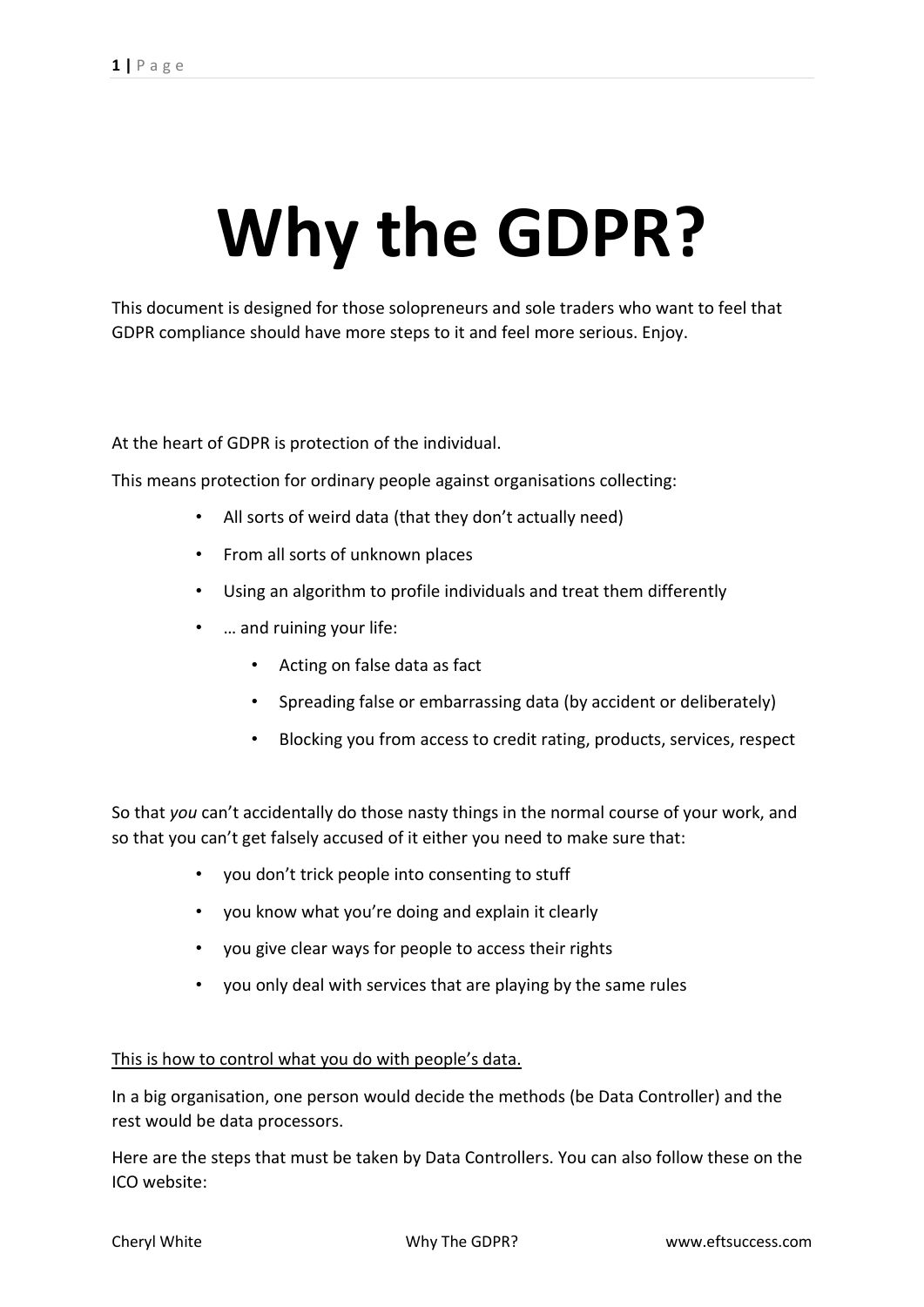# Why the GDPR?

This document is designed for those solopreneurs and sole traders who want to feel that GDPR compliance should have more steps to it and feel more serious. Enjoy.

At the heart of GDPR is protection of the individual.

This means protection for ordinary people against organisations collecting:

- All sorts of weird data (that they don't actually need)
- From all sorts of unknown places
- Using an algorithm to profile individuals and treat them differently
- … and ruining your life:
  - Acting on false data as fact
  - Spreading false or embarrassing data (by accident or deliberately)
  - Blocking you from access to credit rating, products, services, respect

So that *you* can't accidentally do those nasty things in the normal course of your work, and so that you can't get falsely accused of it either you need to make sure that:

- you don't trick people into consenting to stuff
- you know what you're doing and explain it clearly
- you give clear ways for people to access their rights
- you only deal with services that are playing by the same rules

<u>This is how to control what you do with people's data.</u>

In a big organisation, one person would decide the methods (be Data Controller) and the rest would be data processors.

Here are the steps that must be taken by Data Controllers. You can also follow these on the ICO website: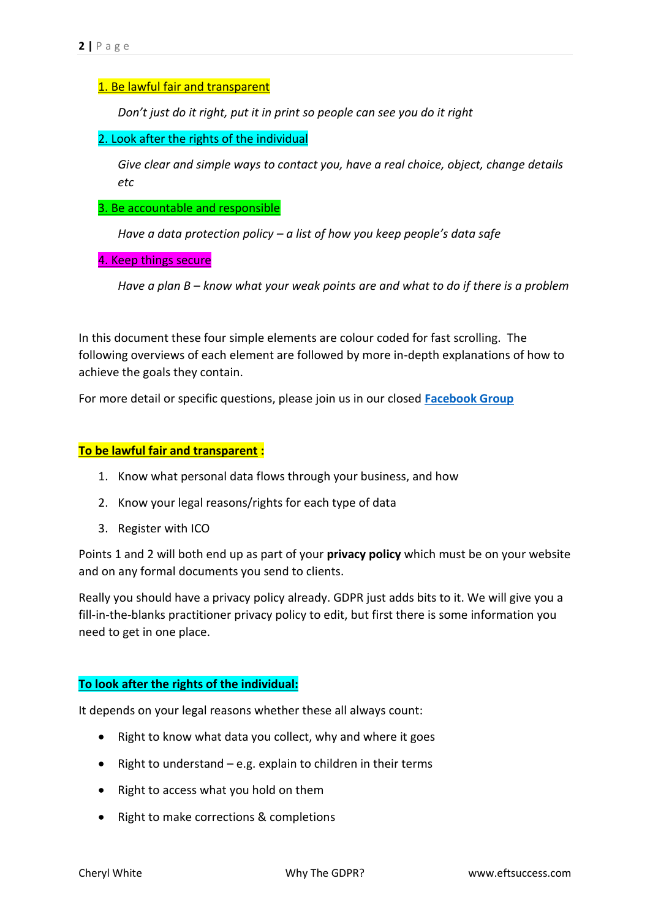1. Be lawful fair and transparent

   *Don't just do it right, put it in print so people can see you do it right*

2. Look after the rights of the individual

   *Give clear and simple ways to contact you, have a real choice, object, change details etc*

3. Be accountable and responsible

   *Have a data protection policy – a list of how you keep people's data safe*

4. Keep things secure

   *Have a plan B – know what your weak points are and what to do if there is a problem*

In this document these four simple elements are colour coded for fast scrolling. The following overviews of each element are followed by more in-depth explanations of how to achieve the goals they contain.

For more detail or specific questions, please join us in our closed **Facebook Group**

**To be lawful fair and transparent :**

1. Know what personal data flows through your business, and how
2. Know your legal reasons/rights for each type of data
3. Register with ICO

Points 1 and 2 will both end up as part of your **privacy policy** which must be on your website and on any formal documents you send to clients.

Really you should have a privacy policy already. GDPR just adds bits to it. We will give you a fill-in-the-blanks practitioner privacy policy to edit, but first there is some information you need to get in one place.

**To look after the rights of the individual:**

It depends on your legal reasons whether these all always count:

- Right to know what data you collect, why and where it goes
- Right to understand – e.g. explain to children in their terms
- Right to access what you hold on them
- Right to make corrections & completions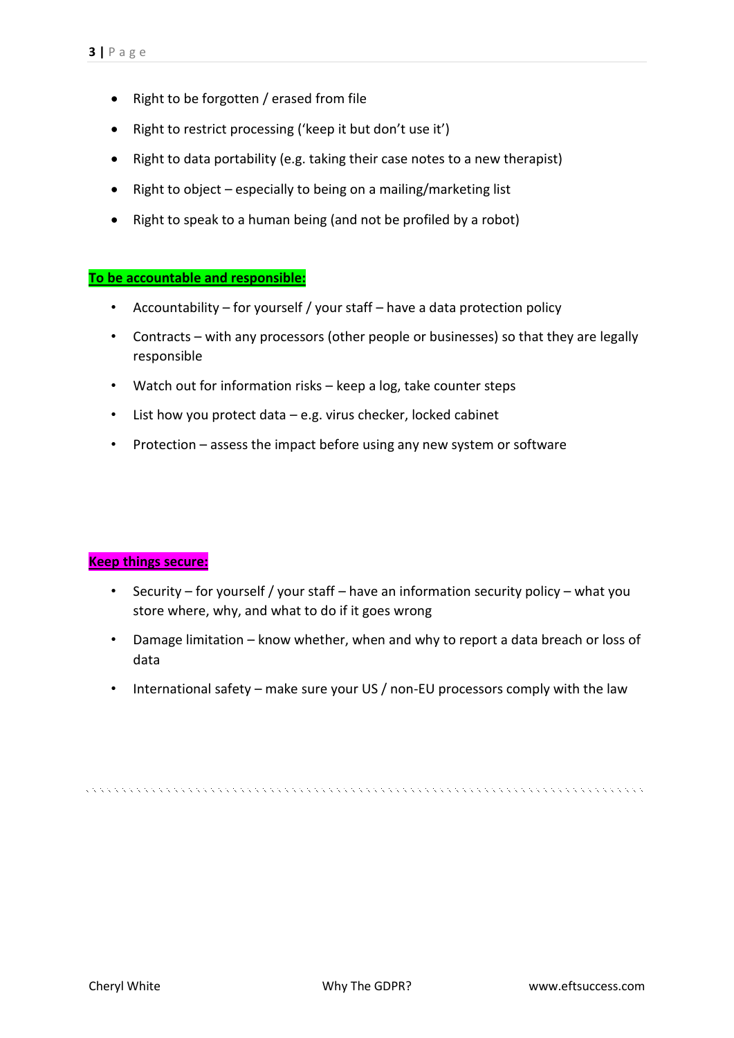- Right to be forgotten / erased from file
- Right to restrict processing ('keep it but don't use it')
- Right to data portability (e.g. taking their case notes to a new therapist)
- Right to object – especially to being on a mailing/marketing list
- Right to speak to a human being (and not be profiled by a robot)

**To be accountable and responsible:**

- Accountability – for yourself / your staff – have a data protection policy
- Contracts – with any processors (other people or businesses) so that they are legally responsible
- Watch out for information risks – keep a log, take counter steps
- List how you protect data – e.g. virus checker, locked cabinet
- Protection – assess the impact before using any new system or software

**Keep things secure:**

- Security – for yourself / your staff – have an information security policy – what you store where, why, and what to do if it goes wrong
- Damage limitation – know whether, when and why to report a data breach or loss of data
- International safety – make sure your US / non-EU processors comply with the law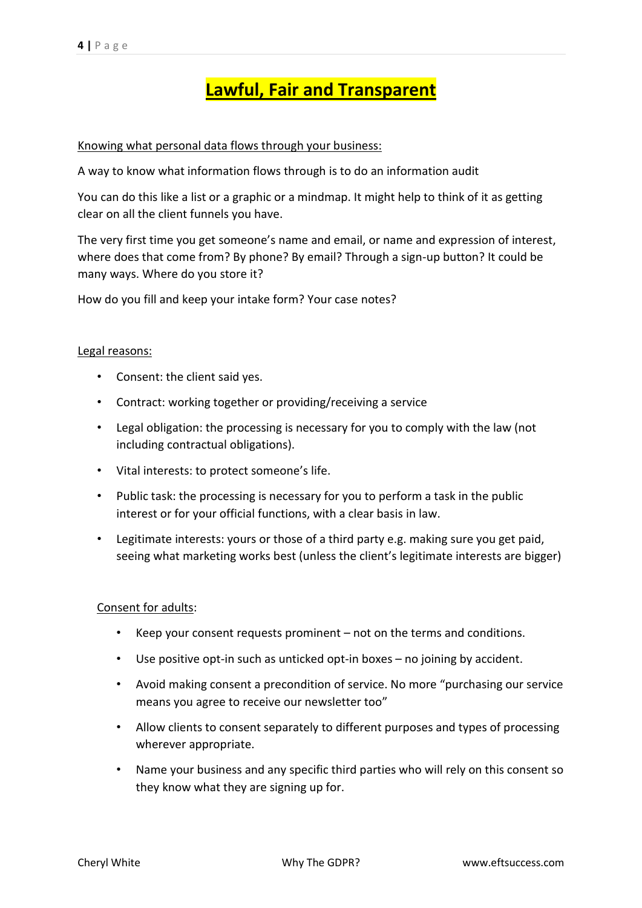# Lawful, Fair and Transparent

Knowing what personal data flows through your business:

A way to know what information flows through is to do an information audit

You can do this like a list or a graphic or a mindmap. It might help to think of it as getting clear on all the client funnels you have.

The very first time you get someone's name and email, or name and expression of interest, where does that come from? By phone? By email? Through a sign-up button? It could be many ways. Where do you store it?

How do you fill and keep your intake form? Your case notes?

Legal reasons:

- Consent: the client said yes.
- Contract: working together or providing/receiving a service
- Legal obligation: the processing is necessary for you to comply with the law (not including contractual obligations).
- Vital interests: to protect someone's life.
- Public task: the processing is necessary for you to perform a task in the public interest or for your official functions, with a clear basis in law.
- Legitimate interests: yours or those of a third party e.g. making sure you get paid, seeing what marketing works best (unless the client's legitimate interests are bigger)

Consent for adults:

- Keep your consent requests prominent – not on the terms and conditions.
- Use positive opt-in such as unticked opt-in boxes – no joining by accident.
- Avoid making consent a precondition of service. No more "purchasing our service means you agree to receive our newsletter too"
- Allow clients to consent separately to different purposes and types of processing wherever appropriate.
- Name your business and any specific third parties who will rely on this consent so they know what they are signing up for.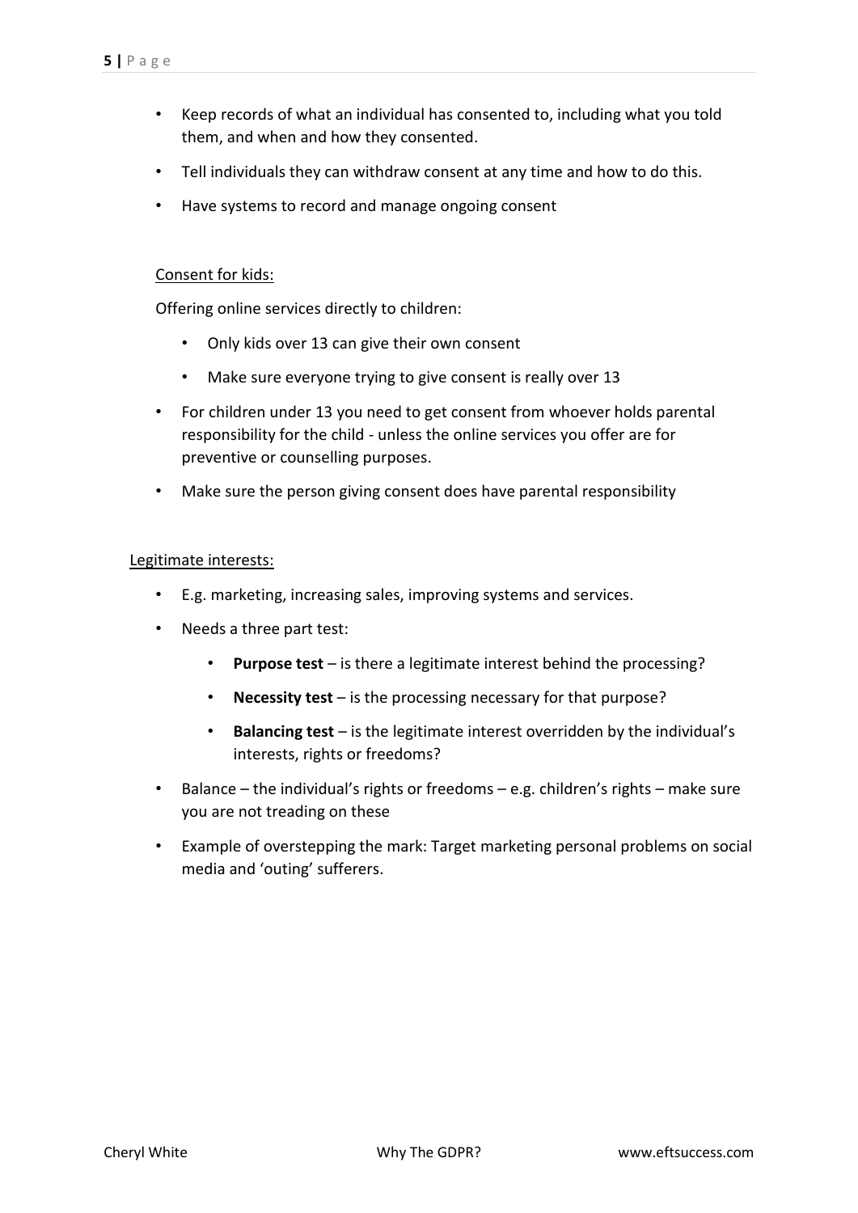- Keep records of what an individual has consented to, including what you told them, and when and how they consented.
- Tell individuals they can withdraw consent at any time and how to do this.
- Have systems to record and manage ongoing consent

Consent for kids:

Offering online services directly to children:

  - Only kids over 13 can give their own consent
  - Make sure everyone trying to give consent is really over 13

- For children under 13 you need to get consent from whoever holds parental responsibility for the child - unless the online services you offer are for preventive or counselling purposes.
- Make sure the person giving consent does have parental responsibility

Legitimate interests:

- E.g. marketing, increasing sales, improving systems and services.
- Needs a three part test:
  - **Purpose test** – is there a legitimate interest behind the processing?
  - **Necessity test** – is the processing necessary for that purpose?
  - **Balancing test** – is the legitimate interest overridden by the individual's interests, rights or freedoms?
- Balance – the individual's rights or freedoms – e.g. children's rights – make sure you are not treading on these
- Example of overstepping the mark: Target marketing personal problems on social media and 'outing' sufferers.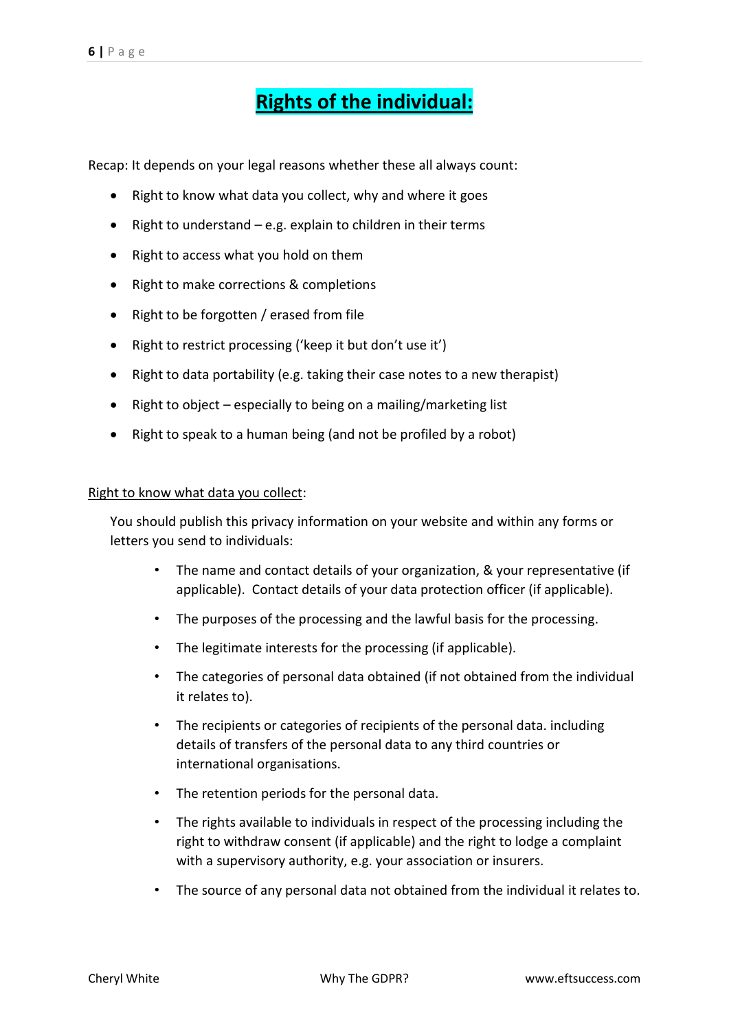# Rights of the individual:

Recap: It depends on your legal reasons whether these all always count:

- Right to know what data you collect, why and where it goes
- Right to understand – e.g. explain to children in their terms
- Right to access what you hold on them
- Right to make corrections & completions
- Right to be forgotten / erased from file
- Right to restrict processing ('keep it but don't use it')
- Right to data portability (e.g. taking their case notes to a new therapist)
- Right to object – especially to being on a mailing/marketing list
- Right to speak to a human being (and not be profiled by a robot)

Right to know what data you collect:

You should publish this privacy information on your website and within any forms or letters you send to individuals:

- The name and contact details of your organization, & your representative (if applicable). Contact details of your data protection officer (if applicable).
- The purposes of the processing and the lawful basis for the processing.
- The legitimate interests for the processing (if applicable).
- The categories of personal data obtained (if not obtained from the individual it relates to).
- The recipients or categories of recipients of the personal data. including details of transfers of the personal data to any third countries or international organisations.
- The retention periods for the personal data.
- The rights available to individuals in respect of the processing including the right to withdraw consent (if applicable) and the right to lodge a complaint with a supervisory authority, e.g. your association or insurers.
- The source of any personal data not obtained from the individual it relates to.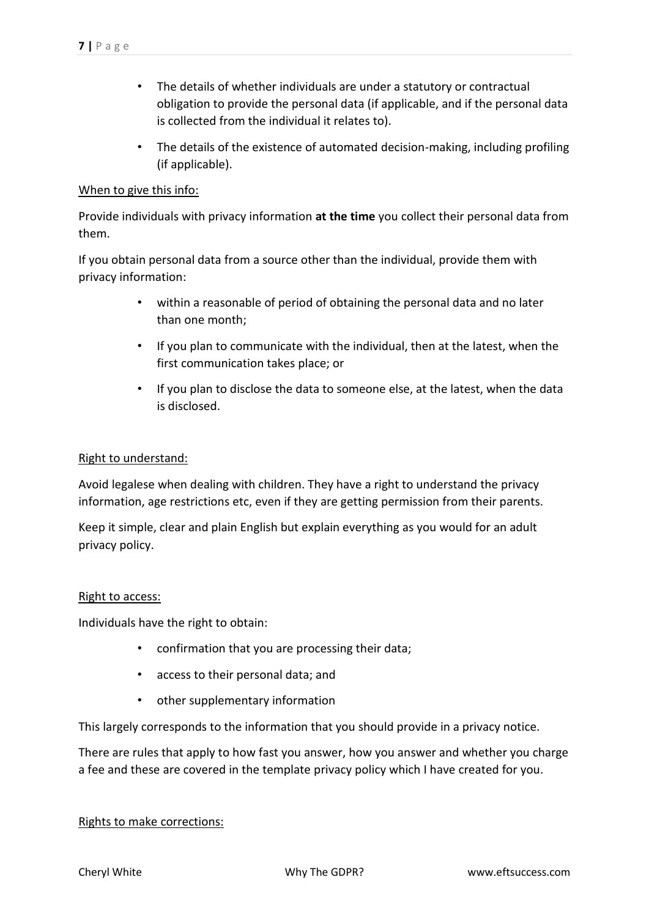- The details of whether individuals are under a statutory or contractual obligation to provide the personal data (if applicable, and if the personal data is collected from the individual it relates to).
- The details of the existence of automated decision-making, including profiling (if applicable).

When to give this info:

Provide individuals with privacy information **at the time** you collect their personal data from them.

If you obtain personal data from a source other than the individual, provide them with privacy information:

- within a reasonable of period of obtaining the personal data and no later than one month;
- If you plan to communicate with the individual, then at the latest, when the first communication takes place; or
- If you plan to disclose the data to someone else, at the latest, when the data is disclosed.

Right to understand:

Avoid legalese when dealing with children. They have a right to understand the privacy information, age restrictions etc, even if they are getting permission from their parents.

Keep it simple, clear and plain English but explain everything as you would for an adult privacy policy.

Right to access:

Individuals have the right to obtain:

- confirmation that you are processing their data;
- access to their personal data; and
- other supplementary information

This largely corresponds to the information that you should provide in a privacy notice.

There are rules that apply to how fast you answer, how you answer and whether you charge a fee and these are covered in the template privacy policy which I have created for you.

Rights to make corrections: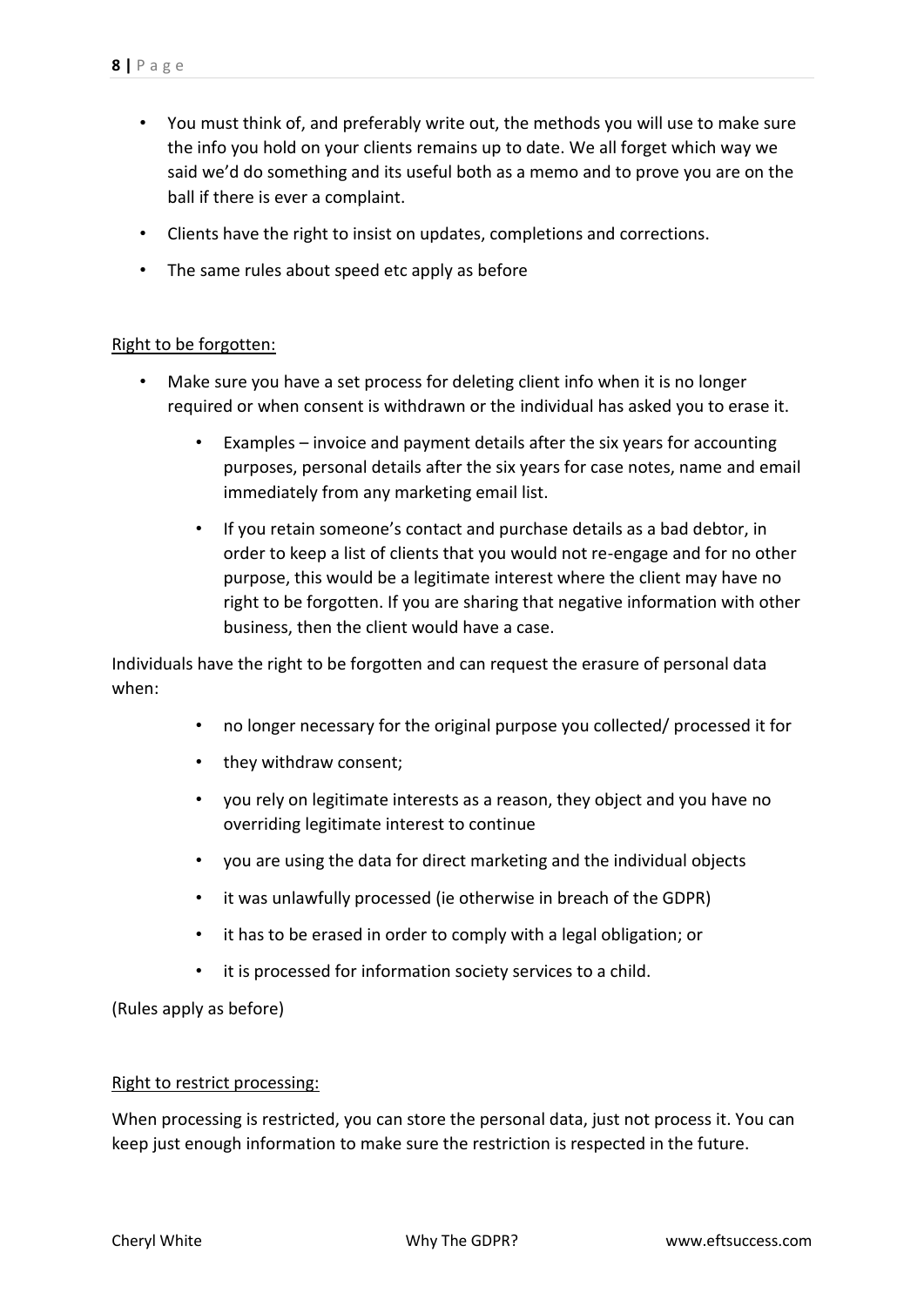- You must think of, and preferably write out, the methods you will use to make sure the info you hold on your clients remains up to date. We all forget which way we said we'd do something and its useful both as a memo and to prove you are on the ball if there is ever a complaint.
- Clients have the right to insist on updates, completions and corrections.
- The same rules about speed etc apply as before

<u>Right to be forgotten:</u>

- Make sure you have a set process for deleting client info when it is no longer required or when consent is withdrawn or the individual has asked you to erase it.
    - Examples – invoice and payment details after the six years for accounting purposes, personal details after the six years for case notes, name and email immediately from any marketing email list.
    - If you retain someone's contact and purchase details as a bad debtor, in order to keep a list of clients that you would not re-engage and for no other purpose, this would be a legitimate interest where the client may have no right to be forgotten. If you are sharing that negative information with other business, then the client would have a case.

Individuals have the right to be forgotten and can request the erasure of personal data when:

- no longer necessary for the original purpose you collected/ processed it for
- they withdraw consent;
- you rely on legitimate interests as a reason, they object and you have no overriding legitimate interest to continue
- you are using the data for direct marketing and the individual objects
- it was unlawfully processed (ie otherwise in breach of the GDPR)
- it has to be erased in order to comply with a legal obligation; or
- it is processed for information society services to a child.

(Rules apply as before)

<u>Right to restrict processing:</u>

When processing is restricted, you can store the personal data, just not process it. You can keep just enough information to make sure the restriction is respected in the future.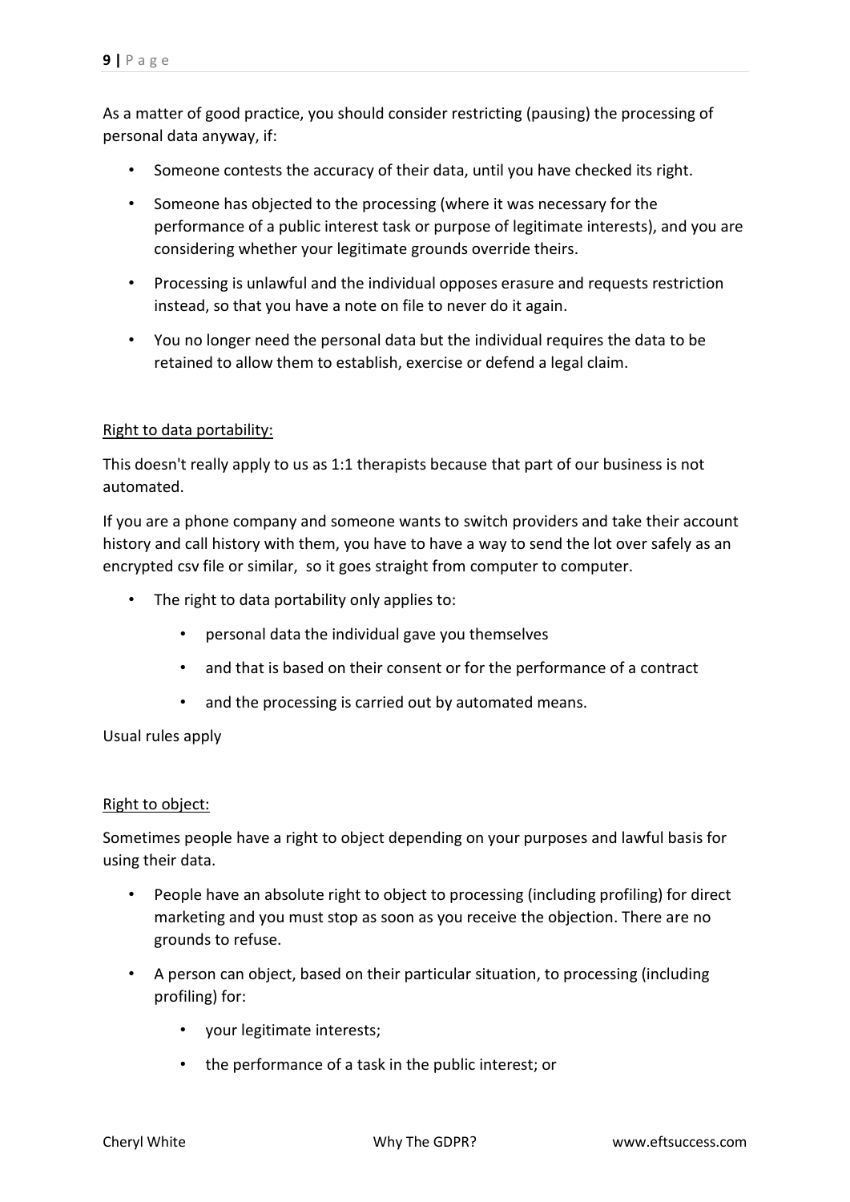As a matter of good practice, you should consider restricting (pausing) the processing of personal data anyway, if:

- Someone contests the accuracy of their data, until you have checked its right.
- Someone has objected to the processing (where it was necessary for the performance of a public interest task or purpose of legitimate interests), and you are considering whether your legitimate grounds override theirs.
- Processing is unlawful and the individual opposes erasure and requests restriction instead, so that you have a note on file to never do it again.
- You no longer need the personal data but the individual requires the data to be retained to allow them to establish, exercise or defend a legal claim.

<u>Right to data portability:</u>

This doesn't really apply to us as 1:1 therapists because that part of our business is not automated.

If you are a phone company and someone wants to switch providers and take their account history and call history with them, you have to have a way to send the lot over safely as an encrypted csv file or similar, so it goes straight from computer to computer.

- The right to data portability only applies to:
    - personal data the individual gave you themselves
    - and that is based on their consent or for the performance of a contract
    - and the processing is carried out by automated means.

Usual rules apply

<u>Right to object:</u>

Sometimes people have a right to object depending on your purposes and lawful basis for using their data.

- People have an absolute right to object to processing (including profiling) for direct marketing and you must stop as soon as you receive the objection. There are no grounds to refuse.
- A person can object, based on their particular situation, to processing (including profiling) for:
    - your legitimate interests;
    - the performance of a task in the public interest; or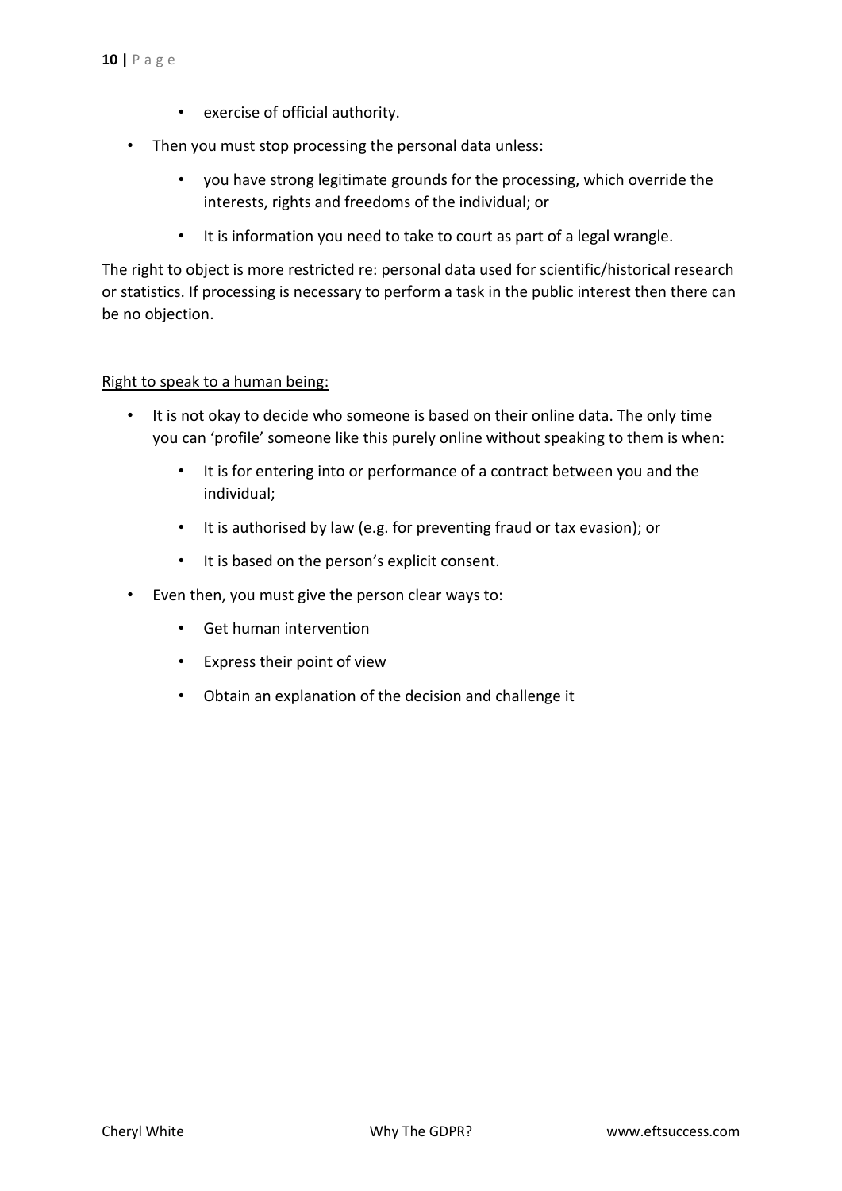- exercise of official authority.
- Then you must stop processing the personal data unless:
  - you have strong legitimate grounds for the processing, which override the interests, rights and freedoms of the individual; or
  - It is information you need to take to court as part of a legal wrangle.

The right to object is more restricted re: personal data used for scientific/historical research or statistics. If processing is necessary to perform a task in the public interest then there can be no objection.

<u>Right to speak to a human being:</u>

- It is not okay to decide who someone is based on their online data. The only time you can 'profile' someone like this purely online without speaking to them is when:
  - It is for entering into or performance of a contract between you and the individual;
  - It is authorised by law (e.g. for preventing fraud or tax evasion); or
  - It is based on the person's explicit consent.
- Even then, you must give the person clear ways to:
  - Get human intervention
  - Express their point of view
  - Obtain an explanation of the decision and challenge it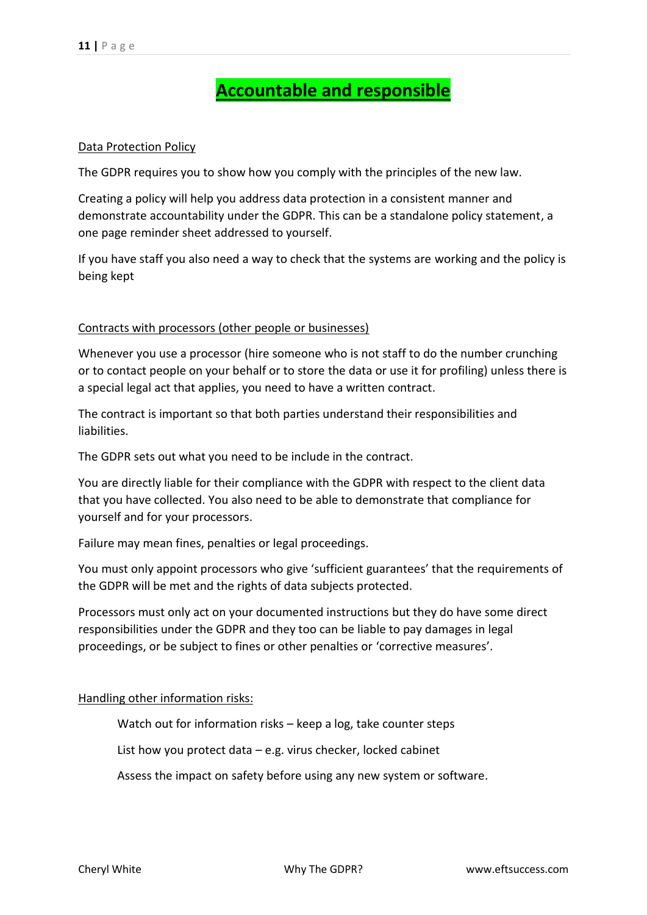# Accountable and responsible

## Data Protection Policy

The GDPR requires you to show how you comply with the principles of the new law.

Creating a policy will help you address data protection in a consistent manner and demonstrate accountability under the GDPR. This can be a standalone policy statement, a one page reminder sheet addressed to yourself.

If you have staff you also need a way to check that the systems are working and the policy is being kept

## Contracts with processors (other people or businesses)

Whenever you use a processor (hire someone who is not staff to do the number crunching or to contact people on your behalf or to store the data or use it for profiling) unless there is a special legal act that applies, you need to have a written contract.

The contract is important so that both parties understand their responsibilities and liabilities.

The GDPR sets out what you need to be include in the contract.

You are directly liable for their compliance with the GDPR with respect to the client data that you have collected. You also need to be able to demonstrate that compliance for yourself and for your processors.

Failure may mean fines, penalties or legal proceedings.

You must only appoint processors who give 'sufficient guarantees' that the requirements of the GDPR will be met and the rights of data subjects protected.

Processors must only act on your documented instructions but they do have some direct responsibilities under the GDPR and they too can be liable to pay damages in legal proceedings, or be subject to fines or other penalties or 'corrective measures'.

## Handling other information risks:

Watch out for information risks – keep a log, take counter steps

List how you protect data – e.g. virus checker, locked cabinet

Assess the impact on safety before using any new system or software.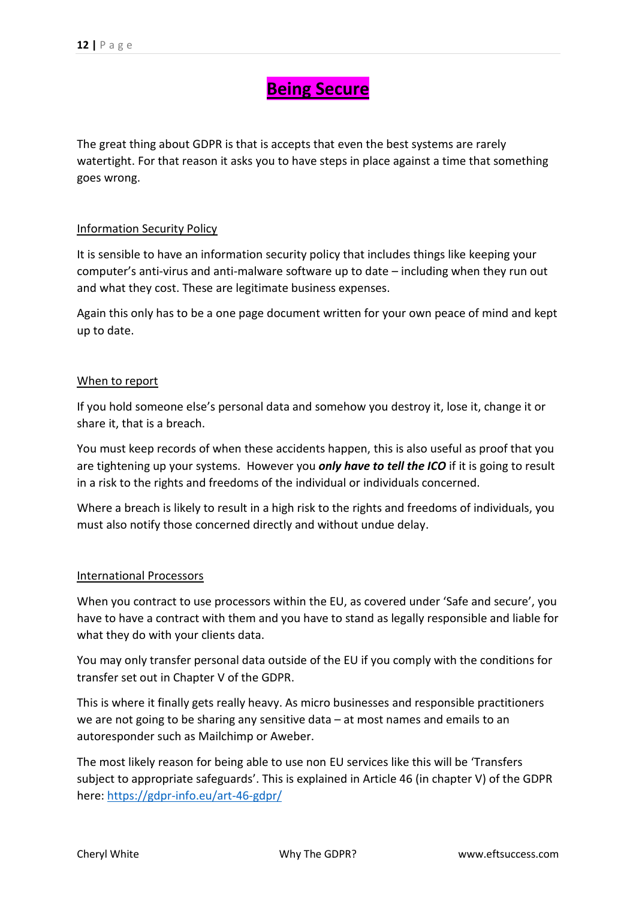# Being Secure

The great thing about GDPR is that is accepts that even the best systems are rarely watertight. For that reason it asks you to have steps in place against a time that something goes wrong.

## Information Security Policy

It is sensible to have an information security policy that includes things like keeping your computer's anti-virus and anti-malware software up to date – including when they run out and what they cost. These are legitimate business expenses.

Again this only has to be a one page document written for your own peace of mind and kept up to date.

## When to report

If you hold someone else's personal data and somehow you destroy it, lose it, change it or share it, that is a breach.

You must keep records of when these accidents happen, this is also useful as proof that you are tightening up your systems. However you ***only have to tell the ICO*** if it is going to result in a risk to the rights and freedoms of the individual or individuals concerned.

Where a breach is likely to result in a high risk to the rights and freedoms of individuals, you must also notify those concerned directly and without undue delay.

## International Processors

When you contract to use processors within the EU, as covered under 'Safe and secure', you have to have a contract with them and you have to stand as legally responsible and liable for what they do with your clients data.

You may only transfer personal data outside of the EU if you comply with the conditions for transfer set out in Chapter V of the GDPR.

This is where it finally gets really heavy. As micro businesses and responsible practitioners we are not going to be sharing any sensitive data – at most names and emails to an autoresponder such as Mailchimp or Aweber.

The most likely reason for being able to use non EU services like this will be 'Transfers subject to appropriate safeguards'. This is explained in Article 46 (in chapter V) of the GDPR here: https://gdpr-info.eu/art-46-gdpr/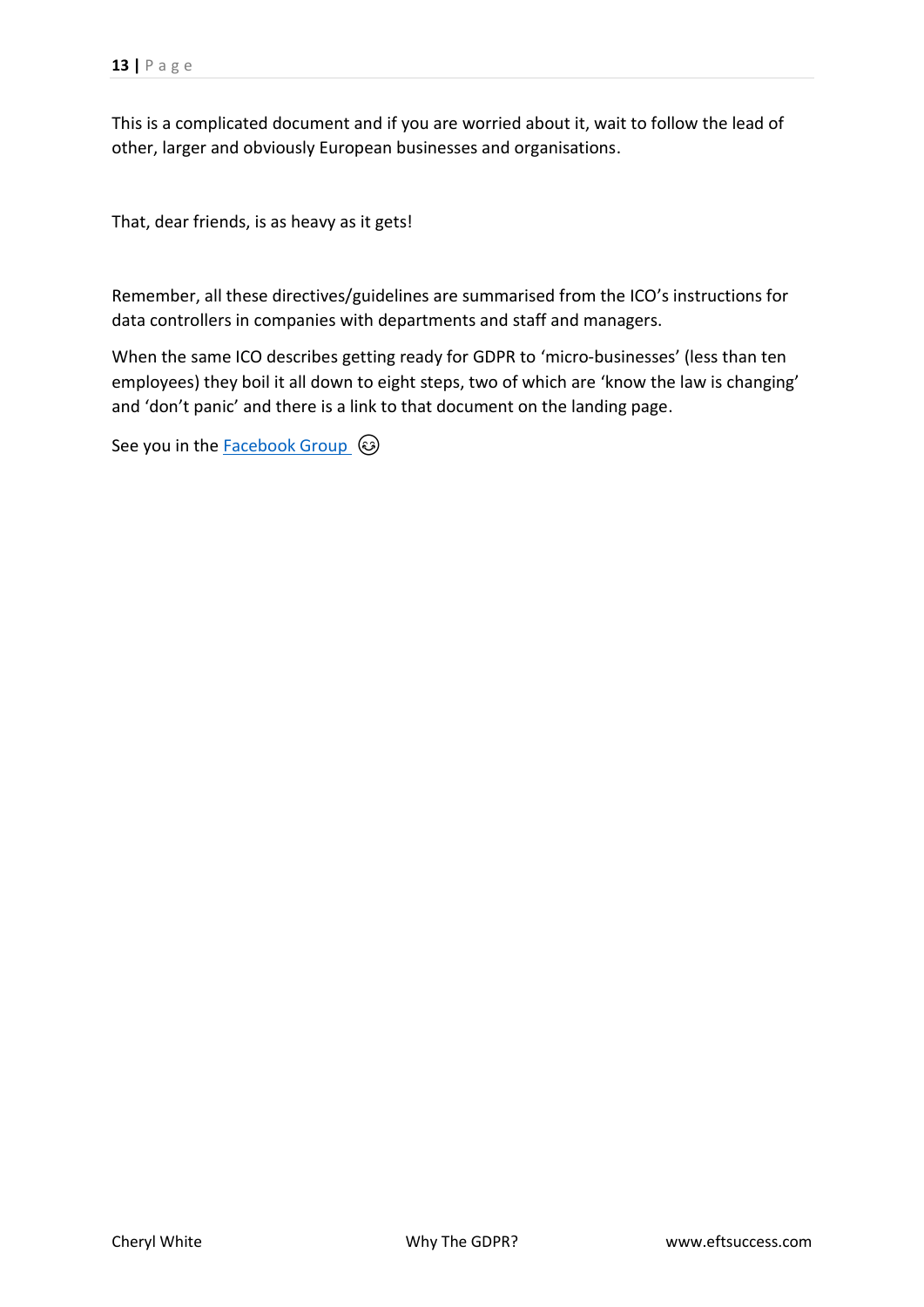This is a complicated document and if you are worried about it, wait to follow the lead of other, larger and obviously European businesses and organisations.

That, dear friends, is as heavy as it gets!

Remember, all these directives/guidelines are summarised from the ICO's instructions for data controllers in companies with departments and staff and managers.

When the same ICO describes getting ready for GDPR to 'micro-businesses' (less than ten employees) they boil it all down to eight steps, two of which are 'know the law is changing' and 'don't panic' and there is a link to that document on the landing page.

See you in the Facebook Group 😉